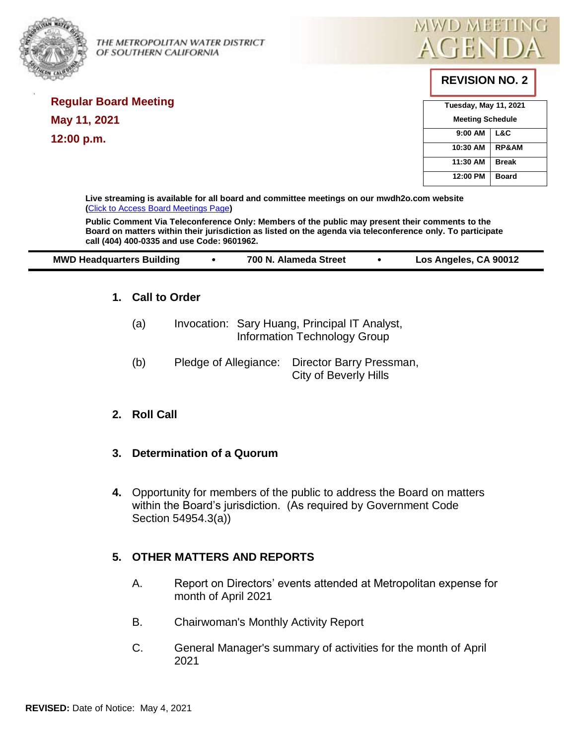THE METROPOLITAN WATER DISTRICT OF SOUTHERN CALIFORNIA

# MWD MEETING AGENDA

**REVISION NO. 2**

**Regular Board Meeting**
**May 11, 2021**
**12:00 p.m.**

| Tuesday, May 11, 2021 | |
|---|---|
| **Meeting Schedule** | |
| 9:00 AM | L&C |
| 10:30 AM | RP&AM |
| 11:30 AM | Break |
| 12:00 PM | Board |

**Live streaming is available for all board and committee meetings on our mwdh2o.com website (Click to Access Board Meetings Page)**

**Public Comment Via Teleconference Only: Members of the public may present their comments to the Board on matters within their jurisdiction as listed on the agenda via teleconference only. To participate call (404) 400-0335 and use Code: 9601962.**

**MWD Headquarters Building • 700 N. Alameda Street • Los Angeles, CA 90012**

## 1. Call to Order

(a) Invocation: Sary Huang, Principal IT Analyst, Information Technology Group

(b) Pledge of Allegiance: Director Barry Pressman, City of Beverly Hills

## 2. Roll Call

## 3. Determination of a Quorum

**4.** Opportunity for members of the public to address the Board on matters within the Board's jurisdiction. (As required by Government Code Section 54954.3(a))

## 5. OTHER MATTERS AND REPORTS

A. Report on Directors' events attended at Metropolitan expense for month of April 2021

B. Chairwoman's Monthly Activity Report

C. General Manager's summary of activities for the month of April 2021

**REVISED:** Date of Notice: May 4, 2021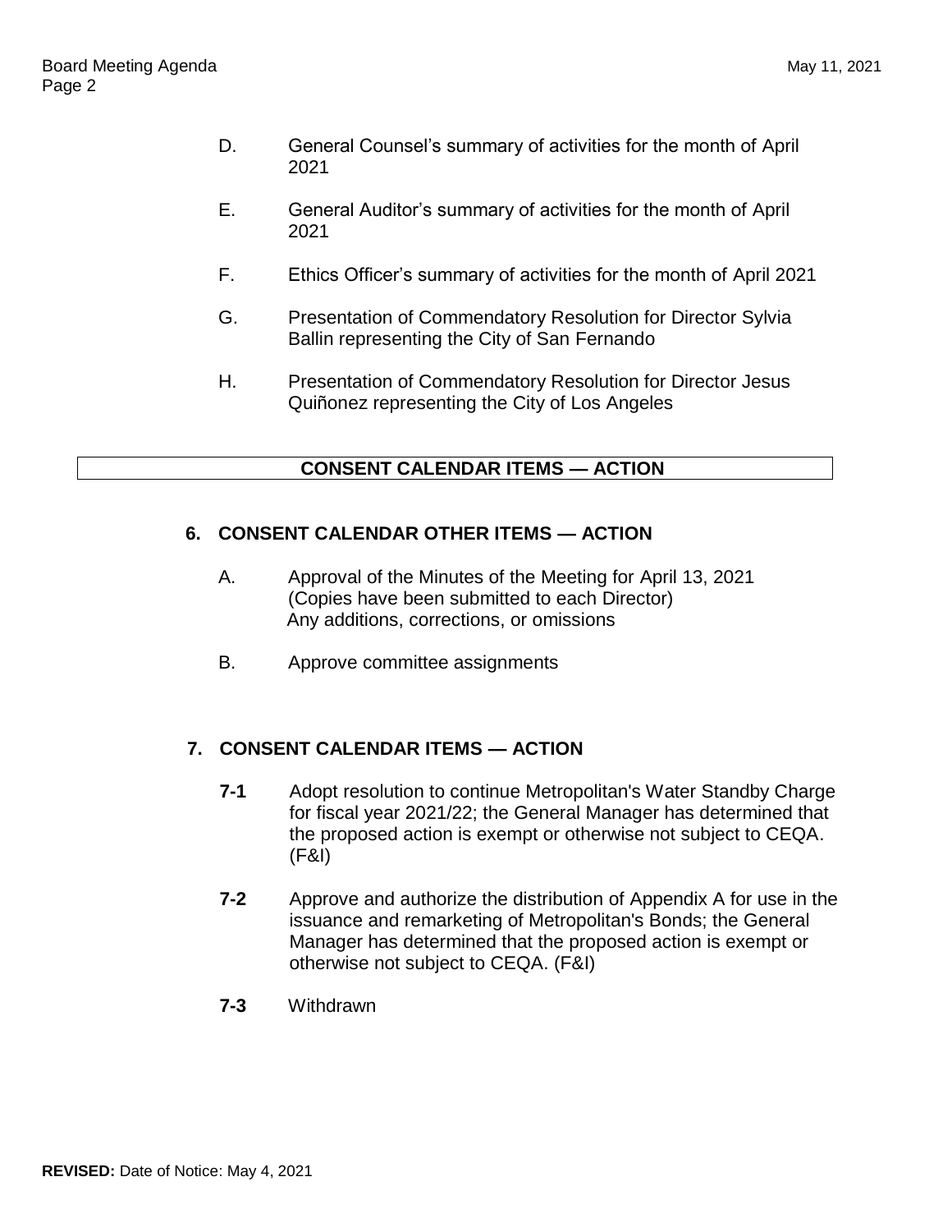D. General Counsel's summary of activities for the month of April 2021

E. General Auditor's summary of activities for the month of April 2021

F. Ethics Officer's summary of activities for the month of April 2021

G. Presentation of Commendatory Resolution for Director Sylvia Ballin representing the City of San Fernando

H. Presentation of Commendatory Resolution for Director Jesus Quiñonez representing the City of Los Angeles

## CONSENT CALENDAR ITEMS — ACTION

### 6. CONSENT CALENDAR OTHER ITEMS — ACTION

A. Approval of the Minutes of the Meeting for April 13, 2021 (Copies have been submitted to each Director) Any additions, corrections, or omissions

B. Approve committee assignments

### 7. CONSENT CALENDAR ITEMS — ACTION

**7-1** Adopt resolution to continue Metropolitan's Water Standby Charge for fiscal year 2021/22; the General Manager has determined that the proposed action is exempt or otherwise not subject to CEQA. (F&I)

**7-2** Approve and authorize the distribution of Appendix A for use in the issuance and remarketing of Metropolitan's Bonds; the General Manager has determined that the proposed action is exempt or otherwise not subject to CEQA. (F&I)

**7-3** Withdrawn

**REVISED:** Date of Notice: May 4, 2021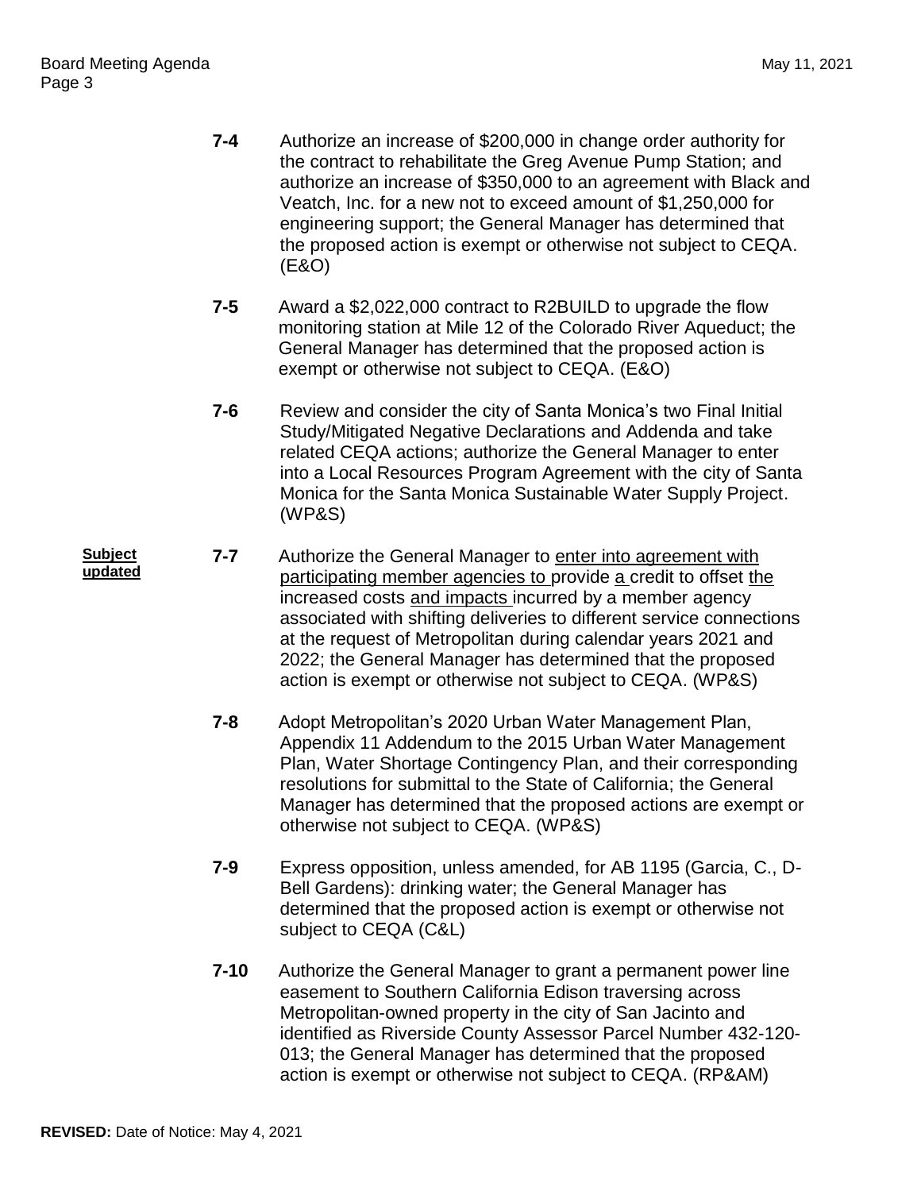**7-4** Authorize an increase of $200,000 in change order authority for the contract to rehabilitate the Greg Avenue Pump Station; and authorize an increase of $350,000 to an agreement with Black and Veatch, Inc. for a new not to exceed amount of $1,250,000 for engineering support; the General Manager has determined that the proposed action is exempt or otherwise not subject to CEQA. (E&O)

**7-5** Award a $2,022,000 contract to R2BUILD to upgrade the flow monitoring station at Mile 12 of the Colorado River Aqueduct; the General Manager has determined that the proposed action is exempt or otherwise not subject to CEQA. (E&O)

**7-6** Review and consider the city of Santa Monica's two Final Initial Study/Mitigated Negative Declarations and Addenda and take related CEQA actions; authorize the General Manager to enter into a Local Resources Program Agreement with the city of Santa Monica for the Santa Monica Sustainable Water Supply Project. (WP&S)

**Subject updated**

**7-7** Authorize the General Manager to <u>enter into agreement with participating member agencies to</u> provide <u>a</u> credit to offset <u>the</u> increased costs <u>and impacts</u> incurred by a member agency associated with shifting deliveries to different service connections at the request of Metropolitan during calendar years 2021 and 2022; the General Manager has determined that the proposed action is exempt or otherwise not subject to CEQA. (WP&S)

**7-8** Adopt Metropolitan's 2020 Urban Water Management Plan, Appendix 11 Addendum to the 2015 Urban Water Management Plan, Water Shortage Contingency Plan, and their corresponding resolutions for submittal to the State of California; the General Manager has determined that the proposed actions are exempt or otherwise not subject to CEQA. (WP&S)

**7-9** Express opposition, unless amended, for AB 1195 (Garcia, C., D-Bell Gardens): drinking water; the General Manager has determined that the proposed action is exempt or otherwise not subject to CEQA (C&L)

**7-10** Authorize the General Manager to grant a permanent power line easement to Southern California Edison traversing across Metropolitan-owned property in the city of San Jacinto and identified as Riverside County Assessor Parcel Number 432-120-013; the General Manager has determined that the proposed action is exempt or otherwise not subject to CEQA. (RP&AM)

**REVISED:** Date of Notice: May 4, 2021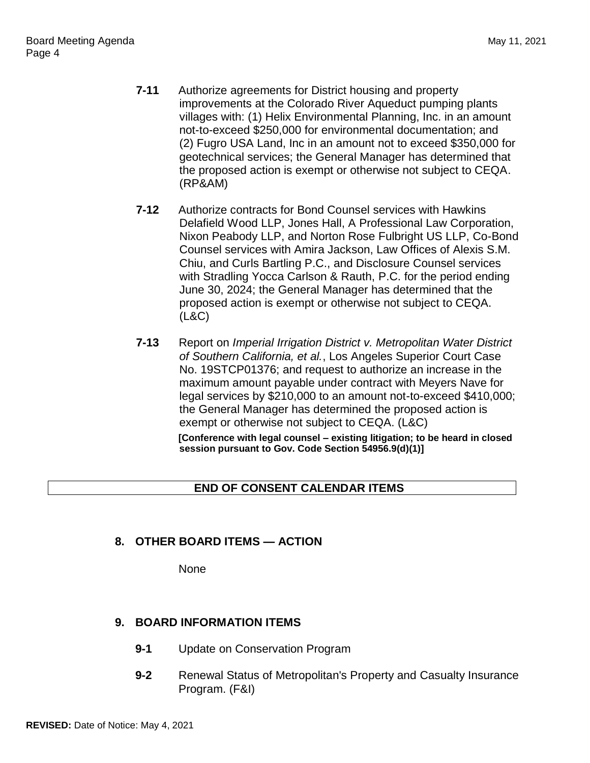**7-11** Authorize agreements for District housing and property improvements at the Colorado River Aqueduct pumping plants villages with: (1) Helix Environmental Planning, Inc. in an amount not-to-exceed \$250,000 for environmental documentation; and (2) Fugro USA Land, Inc in an amount not to exceed \$350,000 for geotechnical services; the General Manager has determined that the proposed action is exempt or otherwise not subject to CEQA. (RP&AM)

**7-12** Authorize contracts for Bond Counsel services with Hawkins Delafield Wood LLP, Jones Hall, A Professional Law Corporation, Nixon Peabody LLP, and Norton Rose Fulbright US LLP, Co-Bond Counsel services with Amira Jackson, Law Offices of Alexis S.M. Chiu, and Curls Bartling P.C., and Disclosure Counsel services with Stradling Yocca Carlson & Rauth, P.C. for the period ending June 30, 2024; the General Manager has determined that the proposed action is exempt or otherwise not subject to CEQA. (L&C)

**7-13** Report on *Imperial Irrigation District v. Metropolitan Water District of Southern California, et al.*, Los Angeles Superior Court Case No. 19STCP01376; and request to authorize an increase in the maximum amount payable under contract with Meyers Nave for legal services by \$210,000 to an amount not-to-exceed \$410,000; the General Manager has determined the proposed action is exempt or otherwise not subject to CEQA. (L&C)

**[Conference with legal counsel – existing litigation; to be heard in closed session pursuant to Gov. Code Section 54956.9(d)(1)]**

**END OF CONSENT CALENDAR ITEMS**

## 8. OTHER BOARD ITEMS — ACTION

None

## 9. BOARD INFORMATION ITEMS

**9-1** Update on Conservation Program

**9-2** Renewal Status of Metropolitan's Property and Casualty Insurance Program. (F&I)

**REVISED:** Date of Notice: May 4, 2021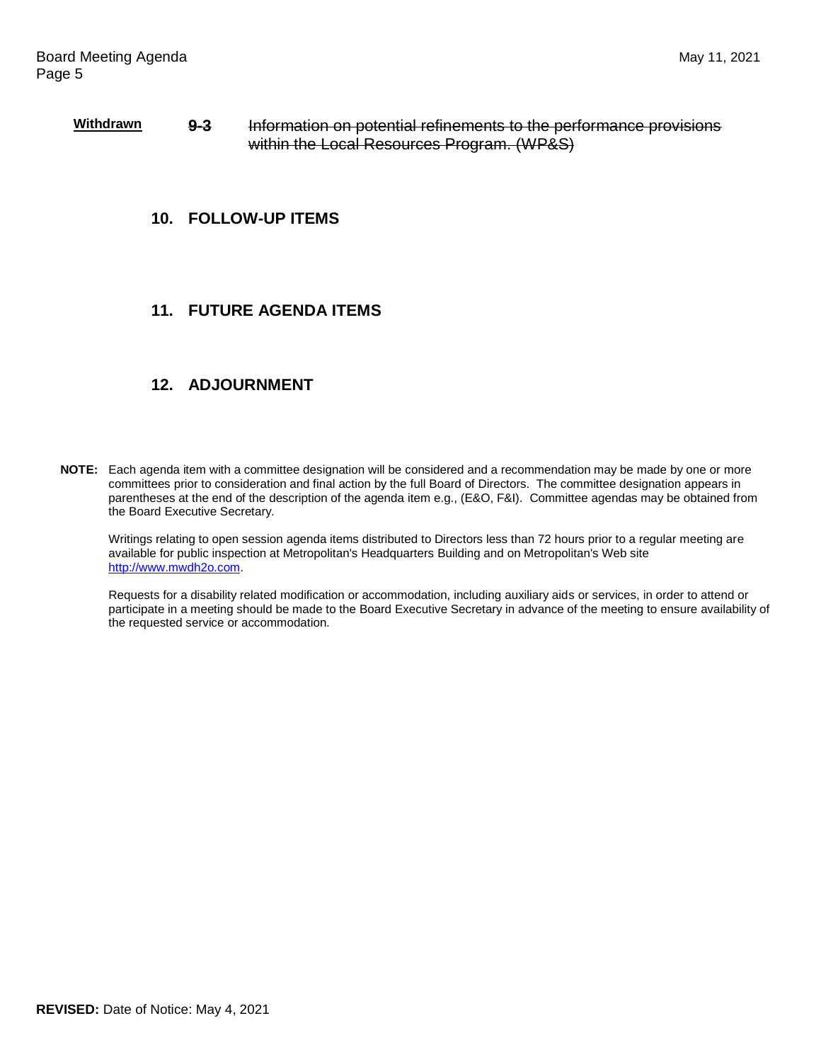**Withdrawn** ~~**9-3**~~ ~~Information on potential refinements to the performance provisions within the Local Resources Program. (WP&S)~~

## 10. FOLLOW-UP ITEMS

## 11. FUTURE AGENDA ITEMS

## 12. ADJOURNMENT

**NOTE:** Each agenda item with a committee designation will be considered and a recommendation may be made by one or more committees prior to consideration and final action by the full Board of Directors. The committee designation appears in parentheses at the end of the description of the agenda item e.g., (E&O, F&I). Committee agendas may be obtained from the Board Executive Secretary.

Writings relating to open session agenda items distributed to Directors less than 72 hours prior to a regular meeting are available for public inspection at Metropolitan's Headquarters Building and on Metropolitan's Web site [http://www.mwdh2o.com](http://www.mwdh2o.com).

Requests for a disability related modification or accommodation, including auxiliary aids or services, in order to attend or participate in a meeting should be made to the Board Executive Secretary in advance of the meeting to ensure availability of the requested service or accommodation.

**REVISED:** Date of Notice: May 4, 2021